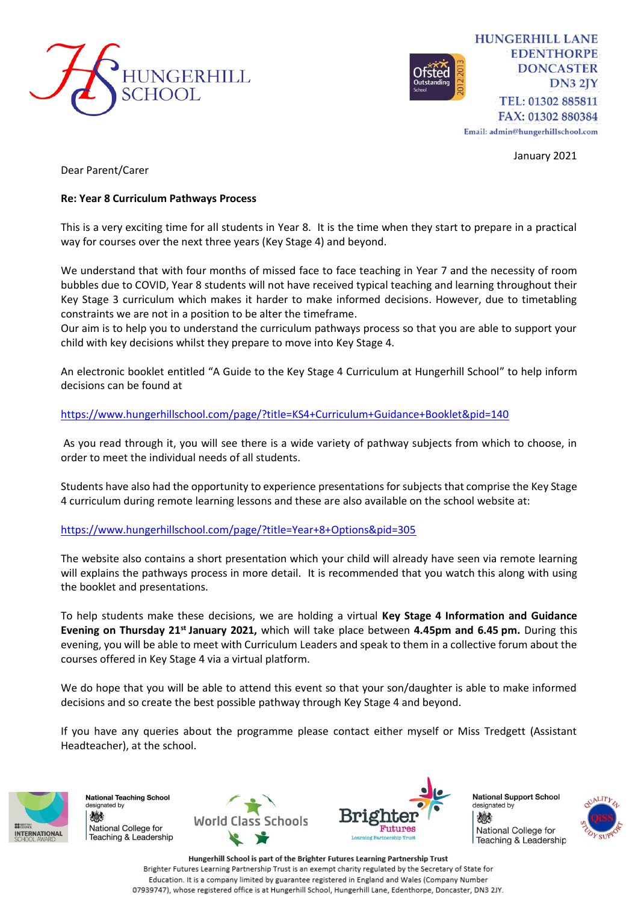HUNGERHILL SCHOOL

HUNGERHILL LANE
EDENTHORPE
DONCASTER
DN3 2JY
TEL: 01302 885811
FAX: 01302 880384
Email: admin@hungerhillschool.com

January 2021

Dear Parent/Carer

**Re: Year 8 Curriculum Pathways Process**

This is a very exciting time for all students in Year 8. It is the time when they start to prepare in a practical way for courses over the next three years (Key Stage 4) and beyond.

We understand that with four months of missed face to face teaching in Year 7 and the necessity of room bubbles due to COVID, Year 8 students will not have received typical teaching and learning throughout their Key Stage 3 curriculum which makes it harder to make informed decisions. However, due to timetabling constraints we are not in a position to be alter the timeframe.
Our aim is to help you to understand the curriculum pathways process so that you are able to support your child with key decisions whilst they prepare to move into Key Stage 4.

An electronic booklet entitled "A Guide to the Key Stage 4 Curriculum at Hungerhill School" to help inform decisions can be found at

https://www.hungerhillschool.com/page/?title=KS4+Curriculum+Guidance+Booklet&pid=140

As you read through it, you will see there is a wide variety of pathway subjects from which to choose, in order to meet the individual needs of all students.

Students have also had the opportunity to experience presentations for subjects that comprise the Key Stage 4 curriculum during remote learning lessons and these are also available on the school website at:

https://www.hungerhillschool.com/page/?title=Year+8+Options&pid=305

The website also contains a short presentation which your child will already have seen via remote learning will explains the pathways process in more detail. It is recommended that you watch this along with using the booklet and presentations.

To help students make these decisions, we are holding a virtual **Key Stage 4 Information and Guidance Evening on Thursday 21st January 2021,** which will take place between **4.45pm and 6.45 pm.** During this evening, you will be able to meet with Curriculum Leaders and speak to them in a collective forum about the courses offered in Key Stage 4 via a virtual platform.

We do hope that you will be able to attend this event so that your son/daughter is able to make informed decisions and so create the best possible pathway through Key Stage 4 and beyond.

If you have any queries about the programme please contact either myself or Miss Tredgett (Assistant Headteacher), at the school.

**Hungerhill School is part of the Brighter Futures Learning Partnership Trust**
Brighter Futures Learning Partnership Trust is an exempt charity regulated by the Secretary of State for Education. It is a company limited by guarantee registered in England and Wales (Company Number 07939747), whose registered office is at Hungerhill School, Hungerhill Lane, Edenthorpe, Doncaster, DN3 2JY.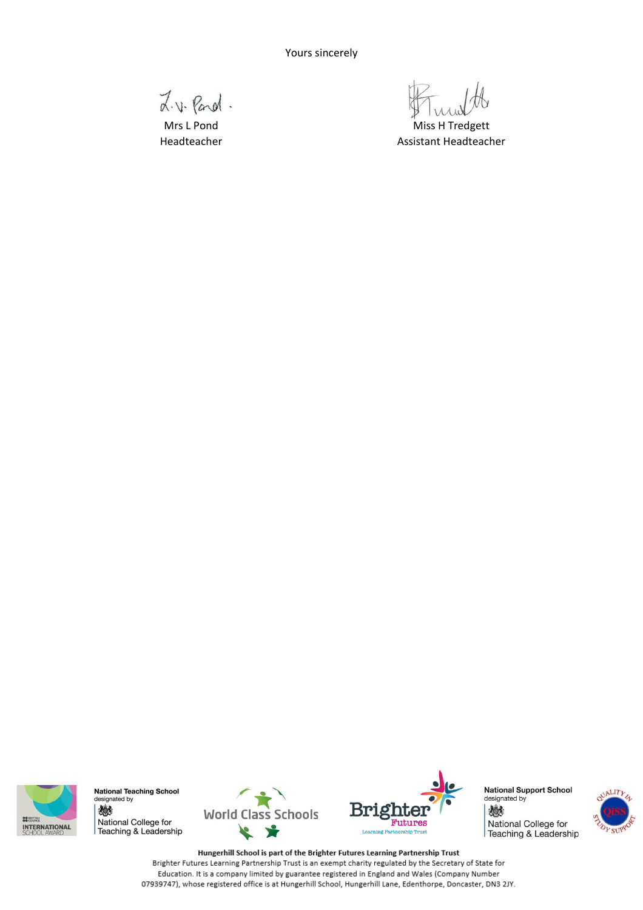Yours sincerely

Mrs L Pond
Headteacher

Miss H Tredgett
Assistant Headteacher

**Hungerhill School is part of the Brighter Futures Learning Partnership Trust**

Brighter Futures Learning Partnership Trust is an exempt charity regulated by the Secretary of State for Education. It is a company limited by guarantee registered in England and Wales (Company Number 07939747), whose registered office is at Hungerhill School, Hungerhill Lane, Edenthorpe, Doncaster, DN3 2JY.